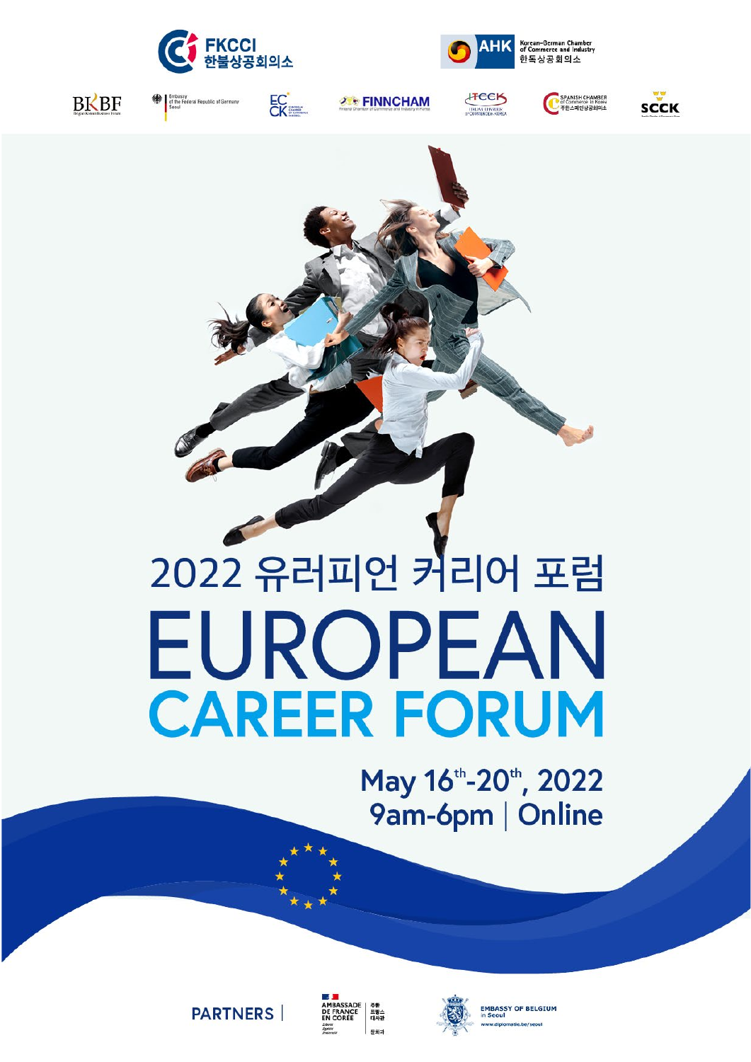FKCCI 한불상공회의소

AHK Korean-German Chamber of Commerce and Industry 한독상공회의소

BKBF | Embassy of the Federal Republic of Germany Seoul | ECCK | FINNCHAM | ITCCK | Spanish Chamber of Commerce in Korea 주한스페인상공회의소 | SCCK

# 2022 유러피언 커리어 포럼

# EUROPEAN CAREER FORUM

**May 16th-20th, 2022**
**9am-6pm | Online**

**PARTNERS** | Ambassade de France en Corée 주한 프랑스 대사관 | Embassy of Belgium in Seoul www.diplomatie.be/seoul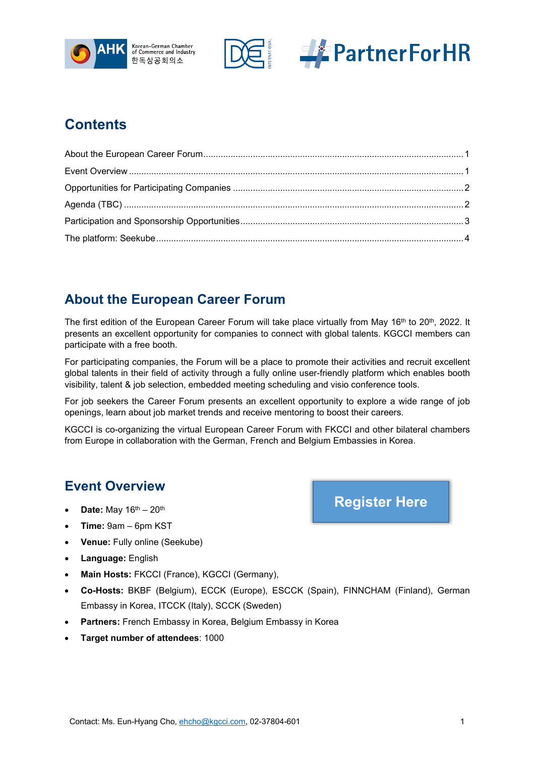## Contents

About the European Career Forum ........ 1
Event Overview ........ 1
Opportunities for Participating Companies ........ 2
Agenda (TBC) ........ 2
Participation and Sponsorship Opportunities ........ 3
The platform: Seekube ........ 4

## About the European Career Forum

The first edition of the European Career Forum will take place virtually from May 16th to 20th, 2022. It presents an excellent opportunity for companies to connect with global talents. KGCCI members can participate with a free booth.

For participating companies, the Forum will be a place to promote their activities and recruit excellent global talents in their field of activity through a fully online user-friendly platform which enables booth visibility, talent & job selection, embedded meeting scheduling and visio conference tools.

For job seekers the Career Forum presents an excellent opportunity to explore a wide range of job openings, learn about job market trends and receive mentoring to boost their careers.

KGCCI is co-organizing the virtual European Career Forum with FKCCI and other bilateral chambers from Europe in collaboration with the German, French and Belgium Embassies in Korea.

## Event Overview

**Register Here**

- **Date:** May 16th – 20th
- **Time:** 9am – 6pm KST
- **Venue:** Fully online (Seekube)
- **Language:** English
- **Main Hosts:** FKCCI (France), KGCCI (Germany),
- **Co-Hosts:** BKBF (Belgium), ECCK (Europe), ESCCK (Spain), FINNCHAM (Finland), German Embassy in Korea, ITCCK (Italy), SCCK (Sweden)
- **Partners:** French Embassy in Korea, Belgium Embassy in Korea
- **Target number of attendees**: 1000

Contact: Ms. Eun-Hyang Cho, ehcho@kgcci.com, 02-37804-601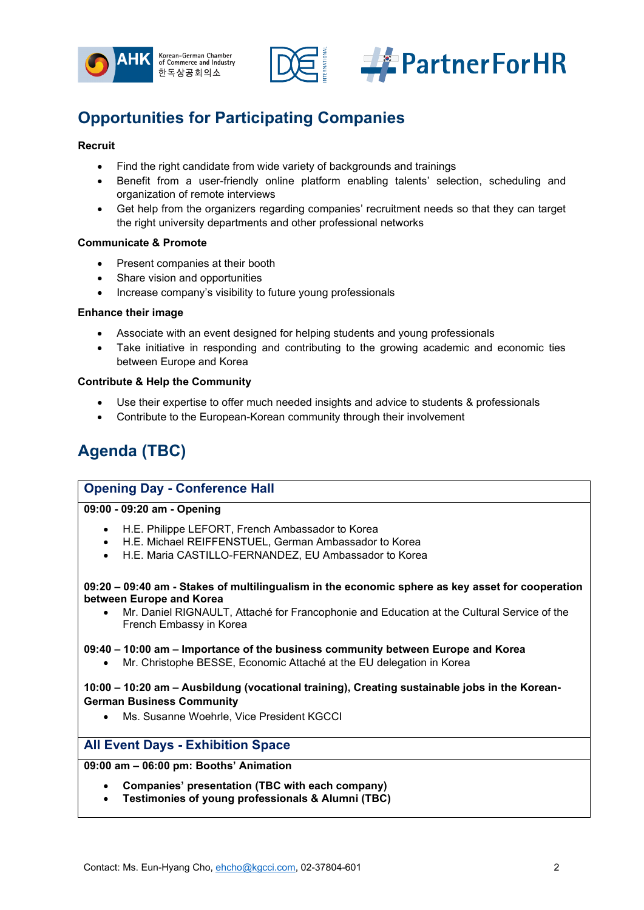## Opportunities for Participating Companies

**Recruit**

- Find the right candidate from wide variety of backgrounds and trainings
- Benefit from a user-friendly online platform enabling talents' selection, scheduling and organization of remote interviews
- Get help from the organizers regarding companies' recruitment needs so that they can target the right university departments and other professional networks

**Communicate & Promote**

- Present companies at their booth
- Share vision and opportunities
- Increase company's visibility to future young professionals

**Enhance their image**

- Associate with an event designed for helping students and young professionals
- Take initiative in responding and contributing to the growing academic and economic ties between Europe and Korea

**Contribute & Help the Community**

- Use their expertise to offer much needed insights and advice to students & professionals
- Contribute to the European-Korean community through their involvement

## Agenda (TBC)

### Opening Day - Conference Hall

**09:00 - 09:20 am - Opening**

- H.E. Philippe LEFORT, French Ambassador to Korea
- H.E. Michael REIFFENSTUEL, German Ambassador to Korea
- H.E. Maria CASTILLO-FERNANDEZ, EU Ambassador to Korea

**09:20 – 09:40 am - Stakes of multilingualism in the economic sphere as key asset for cooperation between Europe and Korea**

- Mr. Daniel RIGNAULT, Attaché for Francophonie and Education at the Cultural Service of the French Embassy in Korea

**09:40 – 10:00 am – Importance of the business community between Europe and Korea**

- Mr. Christophe BESSE, Economic Attaché at the EU delegation in Korea

**10:00 – 10:20 am – Ausbildung (vocational training), Creating sustainable jobs in the Korean-German Business Community**

- Ms. Susanne Woehrle, Vice President KGCCI

### All Event Days - Exhibition Space

**09:00 am – 06:00 pm: Booths' Animation**

- **Companies' presentation (TBC with each company)**
- **Testimonies of young professionals & Alumni (TBC)**

Contact: Ms. Eun-Hyang Cho, ehcho@kgcci.com, 02-37804-601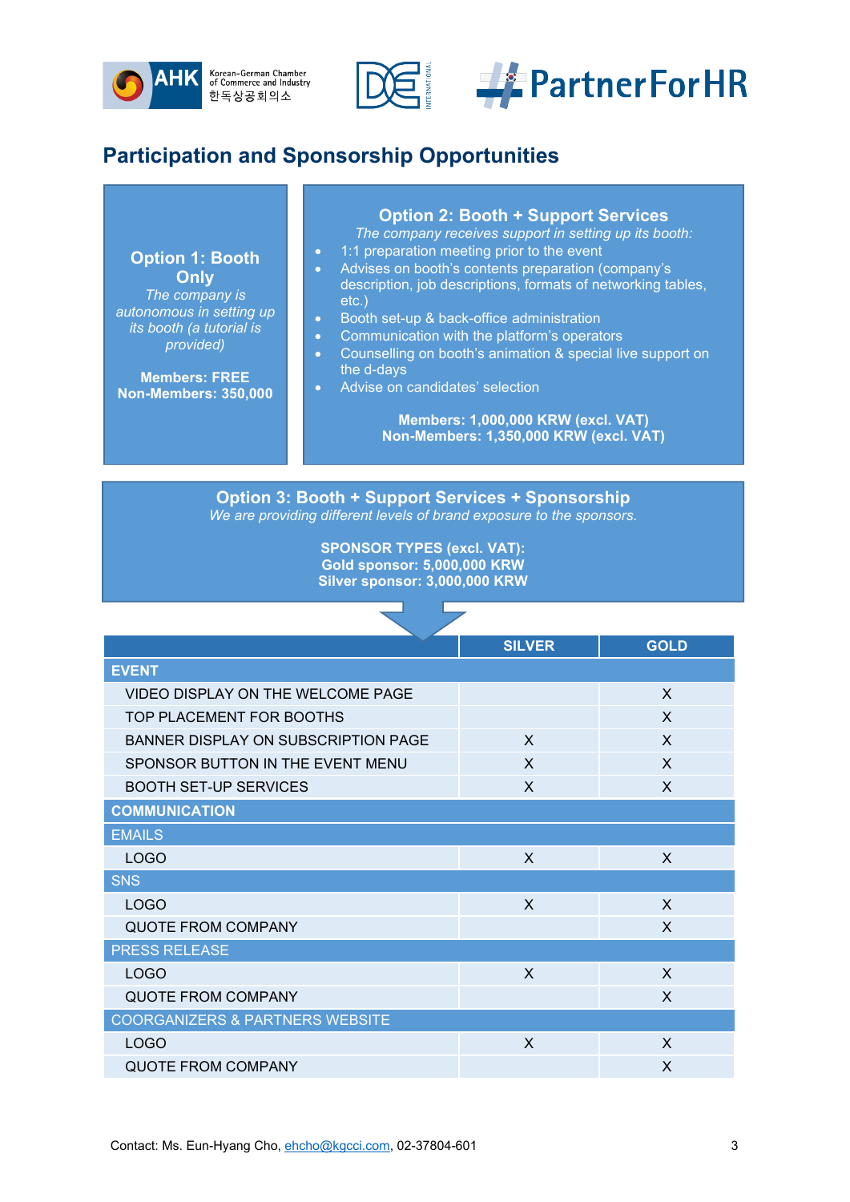## Participation and Sponsorship Opportunities

### Option 1: Booth Only

*The company is autonomous in setting up its booth (a tutorial is provided)*

**Members: FREE**
**Non-Members: 350,000**

### Option 2: Booth + Support Services

*The company receives support in setting up its booth:*

- 1:1 preparation meeting prior to the event
- Advises on booth's contents preparation (company's description, job descriptions, formats of networking tables, etc.)
- Booth set-up & back-office administration
- Communication with the platform's operators
- Counselling on booth's animation & special live support on the d-days
- Advise on candidates' selection

**Members: 1,000,000 KRW (excl. VAT)**
**Non-Members: 1,350,000 KRW (excl. VAT)**

### Option 3: Booth + Support Services + Sponsorship

*We are providing different levels of brand exposure to the sponsors.*

**SPONSOR TYPES (excl. VAT):**
**Gold sponsor: 5,000,000 KRW**
**Silver sponsor: 3,000,000 KRW**

| | SILVER | GOLD |
|---|---|---|
| **EVENT** | | |
| VIDEO DISPLAY ON THE WELCOME PAGE | | X |
| TOP PLACEMENT FOR BOOTHS | | X |
| BANNER DISPLAY ON SUBSCRIPTION PAGE | X | X |
| SPONSOR BUTTON IN THE EVENT MENU | X | X |
| BOOTH SET-UP SERVICES | X | X |
| **COMMUNICATION** | | |
| EMAILS | | |
| LOGO | X | X |
| SNS | | |
| LOGO | X | X |
| QUOTE FROM COMPANY | | X |
| PRESS RELEASE | | |
| LOGO | X | X |
| QUOTE FROM COMPANY | | X |
| COORGANIZERS & PARTNERS WEBSITE | | |
| LOGO | X | X |
| QUOTE FROM COMPANY | | X |

Contact: Ms. Eun-Hyang Cho, ehcho@kgcci.com, 02-37804-601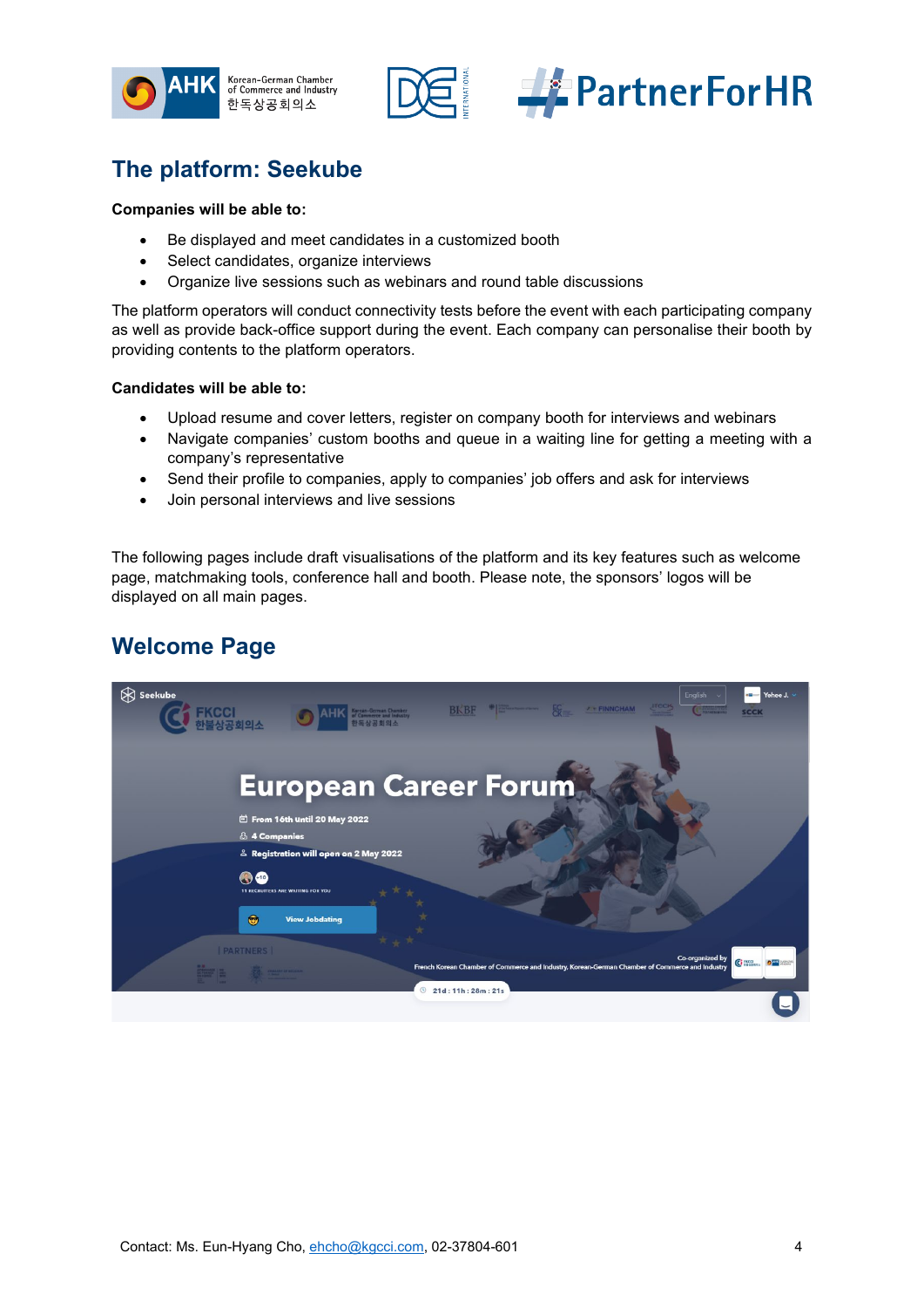## The platform: Seekube

**Companies will be able to:**

- Be displayed and meet candidates in a customized booth
- Select candidates, organize interviews
- Organize live sessions such as webinars and round table discussions

The platform operators will conduct connectivity tests before the event with each participating company as well as provide back-office support during the event. Each company can personalise their booth by providing contents to the platform operators.

**Candidates will be able to:**

- Upload resume and cover letters, register on company booth for interviews and webinars
- Navigate companies' custom booths and queue in a waiting line for getting a meeting with a company's representative
- Send their profile to companies, apply to companies' job offers and ask for interviews
- Join personal interviews and live sessions

The following pages include draft visualisations of the platform and its key features such as welcome page, matchmaking tools, conference hall and booth. Please note, the sponsors' logos will be displayed on all main pages.

## Welcome Page

Contact: Ms. Eun-Hyang Cho, ehcho@kgcci.com, 02-37804-601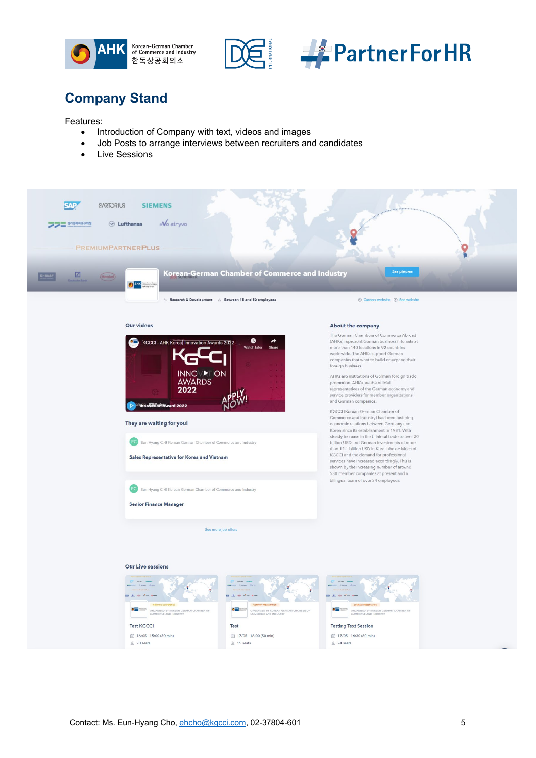## Company Stand

Features:

- Introduction of Company with text, videos and images
- Job Posts to arrange interviews between recruiters and candidates
- Live Sessions

Contact: Ms. Eun-Hyang Cho, ehcho@kgcci.com, 02-37804-601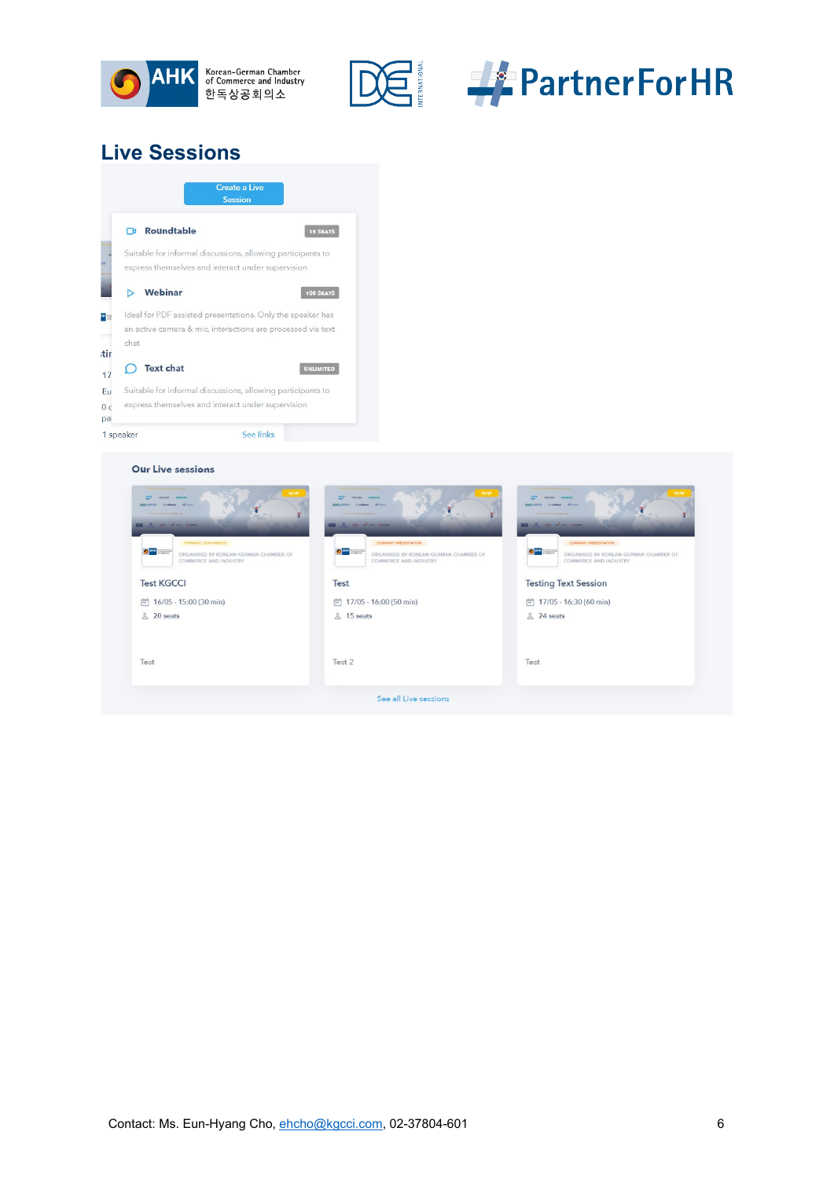## Live Sessions

Create a Live Session

**Roundtable** 16 SEATS

Suitable for informal discussions, allowing participants to express themselves and interact under supervision

**Webinar** 100 SEATS

Ideal for PDF assisted presentations. Only the speaker has an active camera & mic, interactions are processed via text chat

**Text chat** UNLIMITED

Suitable for informal discussions, allowing participants to express themselves and interact under supervision

1 speaker See links

**Our Live sessions**

Test KGCCI
16/05 - 15:00 (30 min)
20 seats
Test

Test
17/05 - 16:00 (50 min)
15 seats
Test 2

Testing Text Session
17/05 - 16:30 (60 min)
24 seats
Test

See all Live sessions

Contact: Ms. Eun-Hyang Cho, ehcho@kgcci.com, 02-37804-601